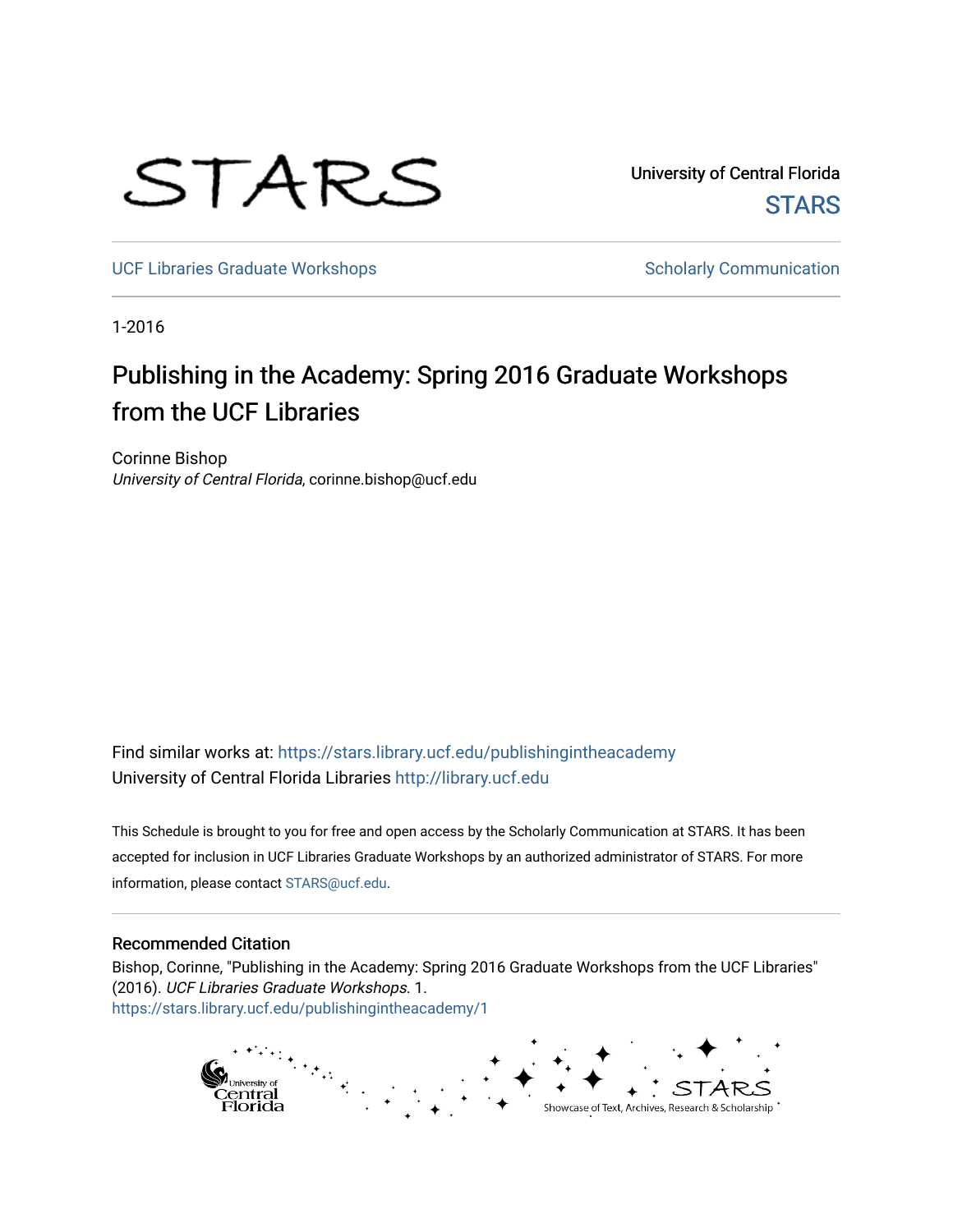University of Central Florida

STARS

UCF Libraries Graduate Workshops

Scholarly Communication

1-2016

# Publishing in the Academy: Spring 2016 Graduate Workshops from the UCF Libraries

Corinne Bishop
*University of Central Florida*, corinne.bishop@ucf.edu

Find similar works at: https://stars.library.ucf.edu/publishingintheacademy
University of Central Florida Libraries http://library.ucf.edu

This Schedule is brought to you for free and open access by the Scholarly Communication at STARS. It has been accepted for inclusion in UCF Libraries Graduate Workshops by an authorized administrator of STARS. For more information, please contact STARS@ucf.edu.

## Recommended Citation

Bishop, Corinne, "Publishing in the Academy: Spring 2016 Graduate Workshops from the UCF Libraries" (2016). *UCF Libraries Graduate Workshops*. 1.
https://stars.library.ucf.edu/publishingintheacademy/1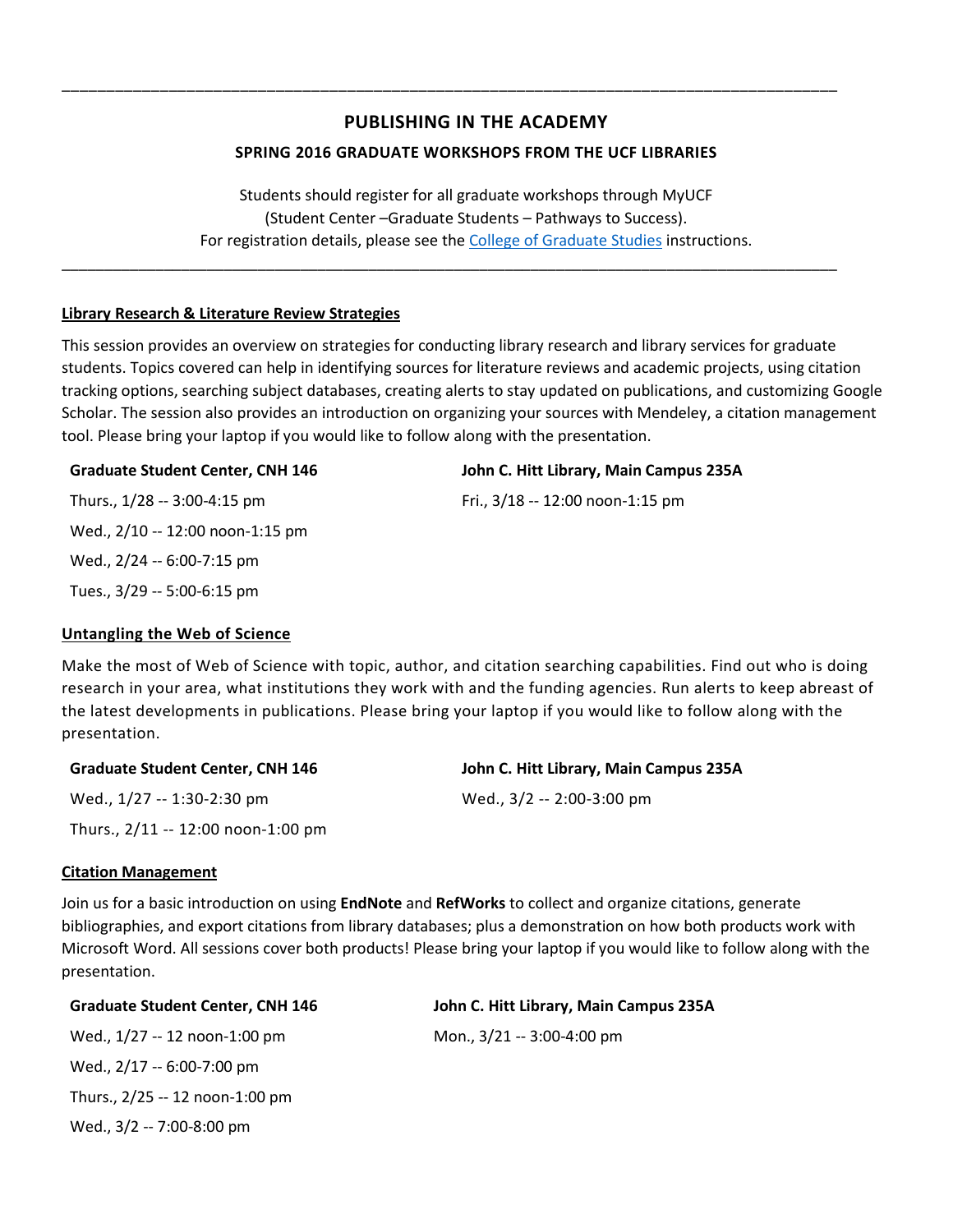---

# PUBLISHING IN THE ACADEMY

## SPRING 2016 GRADUATE WORKSHOPS FROM THE UCF LIBRARIES

Students should register for all graduate workshops through MyUCF
(Student Center –Graduate Students – Pathways to Success).
For registration details, please see the College of Graduate Studies instructions.

---

### Library Research & Literature Review Strategies

This session provides an overview on strategies for conducting library research and library services for graduate students. Topics covered can help in identifying sources for literature reviews and academic projects, using citation tracking options, searching subject databases, creating alerts to stay updated on publications, and customizing Google Scholar. The session also provides an introduction on organizing your sources with Mendeley, a citation management tool. Please bring your laptop if you would like to follow along with the presentation.

**Graduate Student Center, CNH 146**

Thurs., 1/28 -- 3:00-4:15 pm

Wed., 2/10 -- 12:00 noon-1:15 pm

Wed., 2/24 -- 6:00-7:15 pm

Tues., 3/29 -- 5:00-6:15 pm

**John C. Hitt Library, Main Campus 235A**

Fri., 3/18 -- 12:00 noon-1:15 pm

### Untangling the Web of Science

Make the most of Web of Science with topic, author, and citation searching capabilities. Find out who is doing research in your area, what institutions they work with and the funding agencies. Run alerts to keep abreast of the latest developments in publications. Please bring your laptop if you would like to follow along with the presentation.

**Graduate Student Center, CNH 146**

Wed., 1/27 -- 1:30-2:30 pm

Thurs., 2/11 -- 12:00 noon-1:00 pm

**John C. Hitt Library, Main Campus 235A**

Wed., 3/2 -- 2:00-3:00 pm

### Citation Management

Join us for a basic introduction on using **EndNote** and **RefWorks** to collect and organize citations, generate bibliographies, and export citations from library databases; plus a demonstration on how both products work with Microsoft Word. All sessions cover both products! Please bring your laptop if you would like to follow along with the presentation.

**Graduate Student Center, CNH 146**

Wed., 1/27 -- 12 noon-1:00 pm

Wed., 2/17 -- 6:00-7:00 pm

Thurs., 2/25 -- 12 noon-1:00 pm

Wed., 3/2 -- 7:00-8:00 pm

**John C. Hitt Library, Main Campus 235A**

Mon., 3/21 -- 3:00-4:00 pm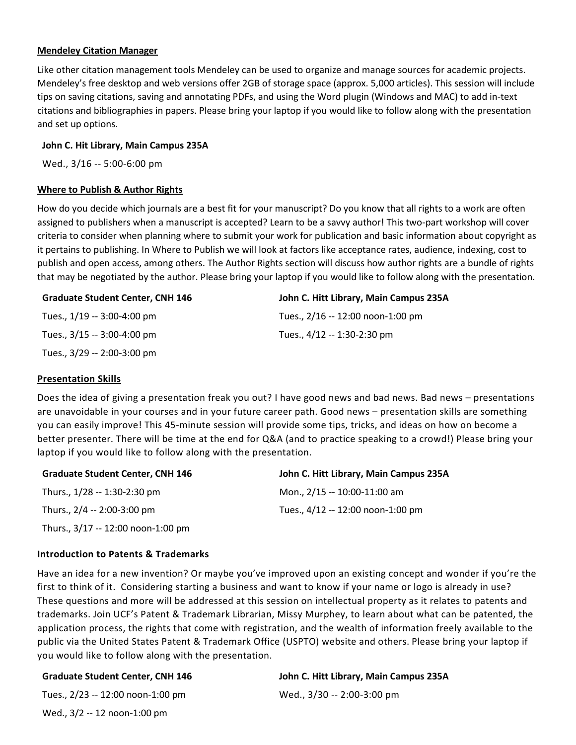### Mendeley Citation Manager

Like other citation management tools Mendeley can be used to organize and manage sources for academic projects. Mendeley's free desktop and web versions offer 2GB of storage space (approx. 5,000 articles). This session will include tips on saving citations, saving and annotating PDFs, and using the Word plugin (Windows and MAC) to add in-text citations and bibliographies in papers. Please bring your laptop if you would like to follow along with the presentation and set up options.

**John C. Hit Library, Main Campus 235A**

Wed., 3/16 -- 5:00-6:00 pm

### Where to Publish & Author Rights

How do you decide which journals are a best fit for your manuscript? Do you know that all rights to a work are often assigned to publishers when a manuscript is accepted? Learn to be a savvy author! This two-part workshop will cover criteria to consider when planning where to submit your work for publication and basic information about copyright as it pertains to publishing. In Where to Publish we will look at factors like acceptance rates, audience, indexing, cost to publish and open access, among others. The Author Rights section will discuss how author rights are a bundle of rights that may be negotiated by the author. Please bring your laptop if you would like to follow along with the presentation.

**Graduate Student Center, CNH 146**

Tues., 1/19 -- 3:00-4:00 pm

Tues., 3/15 -- 3:00-4:00 pm

Tues., 3/29 -- 2:00-3:00 pm

**John C. Hitt Library, Main Campus 235A**

Tues., 2/16 -- 12:00 noon-1:00 pm

Tues., 4/12 -- 1:30-2:30 pm

### Presentation Skills

Does the idea of giving a presentation freak you out? I have good news and bad news. Bad news – presentations are unavoidable in your courses and in your future career path. Good news – presentation skills are something you can easily improve! This 45-minute session will provide some tips, tricks, and ideas on how on become a better presenter. There will be time at the end for Q&A (and to practice speaking to a crowd!) Please bring your laptop if you would like to follow along with the presentation.

**Graduate Student Center, CNH 146**

Thurs., 1/28 -- 1:30-2:30 pm

Thurs., 2/4 -- 2:00-3:00 pm

Thurs., 3/17 -- 12:00 noon-1:00 pm

**John C. Hitt Library, Main Campus 235A**

Mon., 2/15 -- 10:00-11:00 am

Tues., 4/12 -- 12:00 noon-1:00 pm

### Introduction to Patents & Trademarks

Have an idea for a new invention? Or maybe you've improved upon an existing concept and wonder if you're the first to think of it. Considering starting a business and want to know if your name or logo is already in use? These questions and more will be addressed at this session on intellectual property as it relates to patents and trademarks. Join UCF's Patent & Trademark Librarian, Missy Murphey, to learn about what can be patented, the application process, the rights that come with registration, and the wealth of information freely available to the public via the United States Patent & Trademark Office (USPTO) website and others. Please bring your laptop if you would like to follow along with the presentation.

**Graduate Student Center, CNH 146**

Tues., 2/23 -- 12:00 noon-1:00 pm

Wed., 3/2 -- 12 noon-1:00 pm

**John C. Hitt Library, Main Campus 235A**

Wed., 3/30 -- 2:00-3:00 pm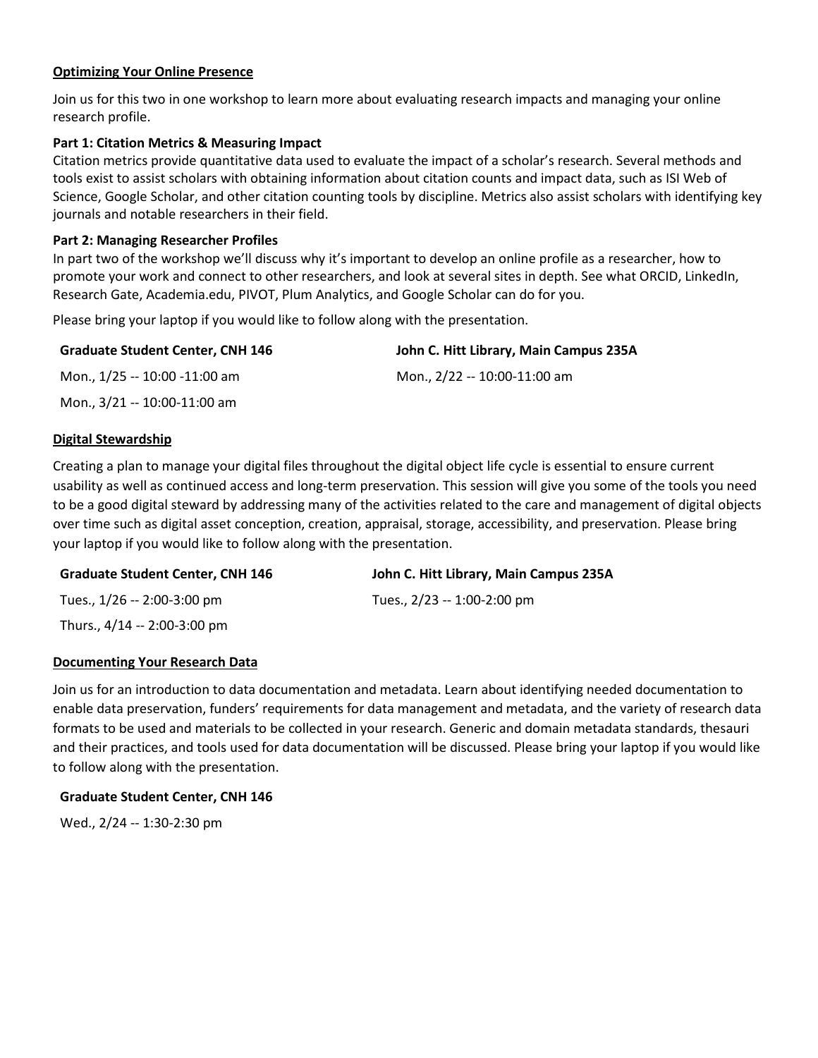**Optimizing Your Online Presence**

Join us for this two in one workshop to learn more about evaluating research impacts and managing your online research profile.

**Part 1: Citation Metrics & Measuring Impact**
Citation metrics provide quantitative data used to evaluate the impact of a scholar's research. Several methods and tools exist to assist scholars with obtaining information about citation counts and impact data, such as ISI Web of Science, Google Scholar, and other citation counting tools by discipline. Metrics also assist scholars with identifying key journals and notable researchers in their field.

**Part 2: Managing Researcher Profiles**
In part two of the workshop we'll discuss why it's important to develop an online profile as a researcher, how to promote your work and connect to other researchers, and look at several sites in depth. See what ORCID, LinkedIn, Research Gate, Academia.edu, PIVOT, Plum Analytics, and Google Scholar can do for you.

Please bring your laptop if you would like to follow along with the presentation.

| Graduate Student Center, CNH 146 | John C. Hitt Library, Main Campus 235A |
| --- | --- |
| Mon., 1/25 -- 10:00 -11:00 am | Mon., 2/22 -- 10:00-11:00 am |
| Mon., 3/21 -- 10:00-11:00 am | |

**Digital Stewardship**

Creating a plan to manage your digital files throughout the digital object life cycle is essential to ensure current usability as well as continued access and long-term preservation. This session will give you some of the tools you need to be a good digital steward by addressing many of the activities related to the care and management of digital objects over time such as digital asset conception, creation, appraisal, storage, accessibility, and preservation. Please bring your laptop if you would like to follow along with the presentation.

| Graduate Student Center, CNH 146 | John C. Hitt Library, Main Campus 235A |
| --- | --- |
| Tues., 1/26 -- 2:00-3:00 pm | Tues., 2/23 -- 1:00-2:00 pm |
| Thurs., 4/14 -- 2:00-3:00 pm | |

**Documenting Your Research Data**

Join us for an introduction to data documentation and metadata. Learn about identifying needed documentation to enable data preservation, funders' requirements for data management and metadata, and the variety of research data formats to be used and materials to be collected in your research. Generic and domain metadata standards, thesauri and their practices, and tools used for data documentation will be discussed. Please bring your laptop if you would like to follow along with the presentation.

**Graduate Student Center, CNH 146**

Wed., 2/24 -- 1:30-2:30 pm